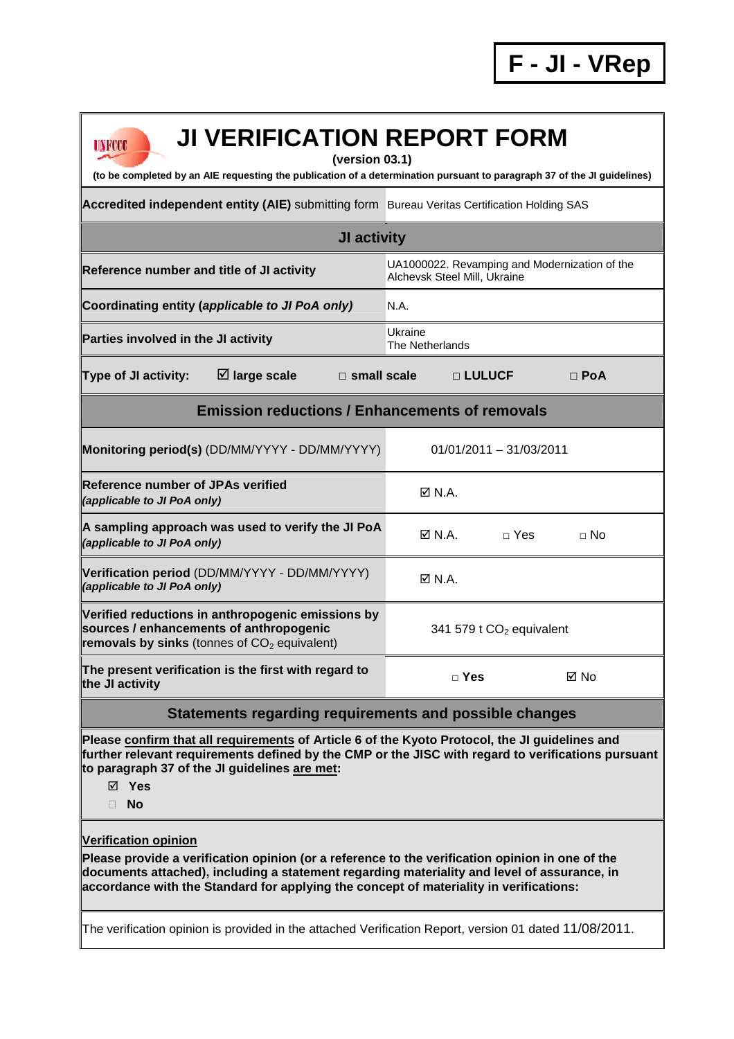**F - JI - VRep**

# JI VERIFICATION REPORT FORM

**(version 03.1)**

**(to be completed by an AIE requesting the publication of a determination pursuant to paragraph 37 of the JI guidelines)**

| | |
|---|---|
| **Accredited independent entity (AIE)** submitting form | Bureau Veritas Certification Holding SAS |

## JI activity

| | |
|---|---|
| **Reference number and title of JI activity** | UA1000022. Revamping and Modernization of the Alchevsk Steel Mill, Ukraine |
| **Coordinating entity (*applicable to JI PoA only*)** | N.A. |
| **Parties involved in the JI activity** | Ukraine<br>The Netherlands |

**Type of JI activity:** ☑ **large scale** □ **small scale** □ **LULUCF** □ **PoA**

## Emission reductions / Enhancements of removals

| | |
|---|---|
| **Monitoring period(s)** (DD/MM/YYYY - DD/MM/YYYY) | 01/01/2011 – 31/03/2011 |
| **Reference number of JPAs verified** ***(applicable to JI PoA only)*** | ☑ N.A. |
| **A sampling approach was used to verify the JI PoA** ***(applicable to JI PoA only)*** | ☑ N.A. □ Yes □ No |
| **Verification period** (DD/MM/YYYY - DD/MM/YYYY) ***(applicable to JI PoA only)*** | ☑ N.A. |
| **Verified reductions in anthropogenic emissions by sources / enhancements of anthropogenic removals by sinks** (tonnes of $CO_2$ equivalent) | 341 579 t $CO_2$ equivalent |
| **The present verification is the first with regard to the JI activity** | □ **Yes** ☑ No |

## Statements regarding requirements and possible changes

**Please confirm that all requirements of Article 6 of the Kyoto Protocol, the JI guidelines and further relevant requirements defined by the CMP or the JISC with regard to verifications pursuant to paragraph 37 of the JI guidelines are met:**

☑ **Yes**

□ **No**

**Verification opinion**

**Please provide a verification opinion (or a reference to the verification opinion in one of the documents attached), including a statement regarding materiality and level of assurance, in accordance with the Standard for applying the concept of materiality in verifications:**

The verification opinion is provided in the attached Verification Report, version 01 dated 11/08/2011.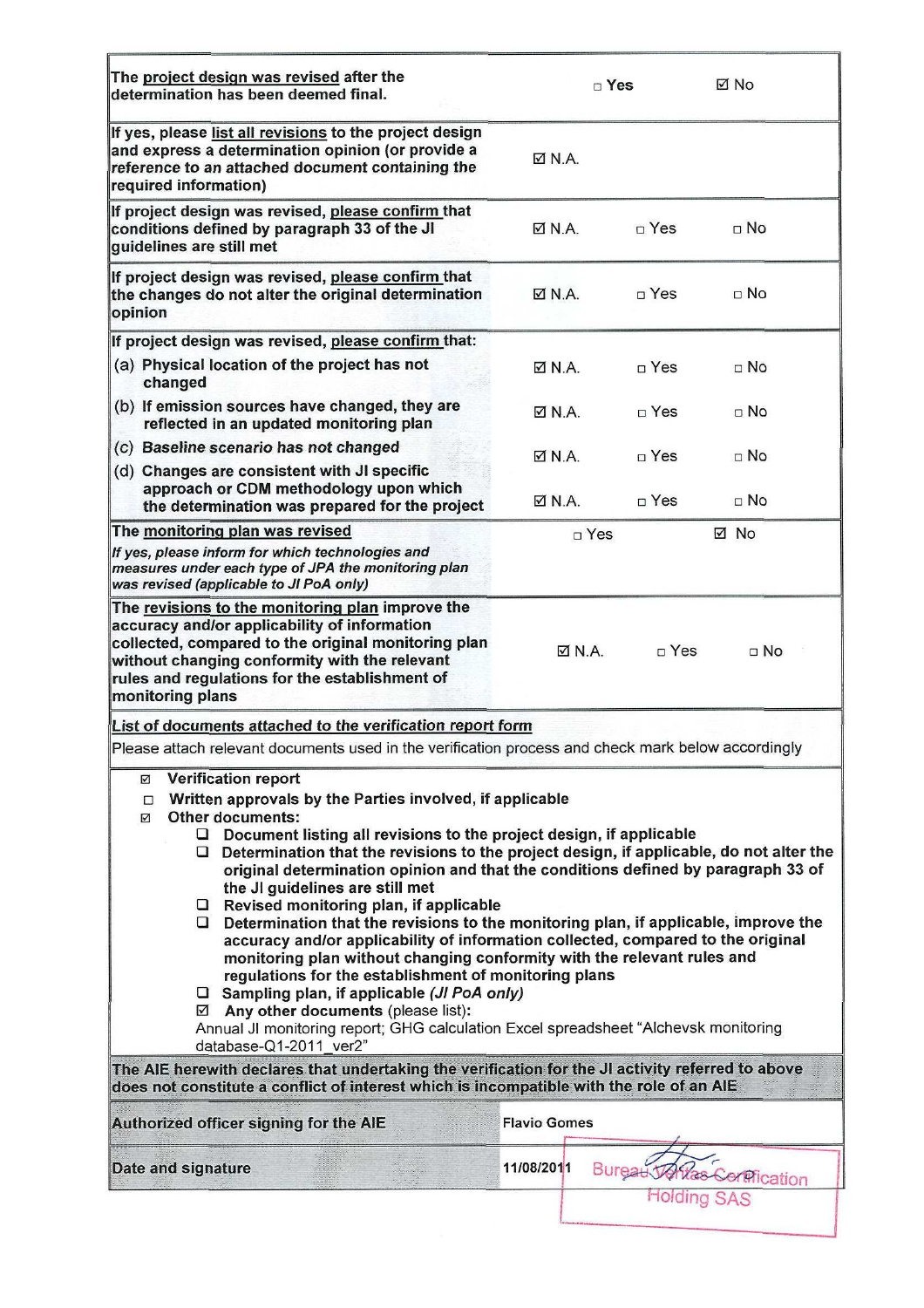| | | | |
|---|---|---|---|
| The <u>project design was revised</u> after the determination has been deemed final. | ☐ Yes | | ☑ No |
| If yes, please <u>list all revisions</u> to the project design and express a determination opinion (or provide a reference to an attached document containing the required information) | ☑ N.A. | | |
| If project design was revised, <u>please confirm</u> that conditions defined by paragraph 33 of the JI guidelines are still met | ☑ N.A. | ☐ Yes | ☐ No |
| If project design was revised, <u>please confirm</u> that the changes do not alter the original determination opinion | ☑ N.A. | ☐ Yes | ☐ No |
| If project design was revised, <u>please confirm</u> that: | | | |
| (a) Physical location of the project has not changed | ☑ N.A. | ☐ Yes | ☐ No |
| (b) If emission sources have changed, they are reflected in an updated monitoring plan | ☑ N.A. | ☐ Yes | ☐ No |
| (c) *Baseline scenario has not changed* | ☑ N.A. | ☐ Yes | ☐ No |
| (d) Changes are consistent with JI specific approach or CDM methodology upon which the determination was prepared for the project | ☑ N.A. | ☐ Yes | ☐ No |
| The <u>monitoring plan was revised</u><br>*If yes, please inform for which technologies and measures under each type of JPA the monitoring plan was revised (applicable to JI PoA only)* | ☐ Yes | | ☑ No |
| The <u>revisions to the monitoring plan</u> improve the accuracy and/or applicability of information collected, compared to the original monitoring plan without changing conformity with the relevant rules and regulations for the establishment of monitoring plans | ☑ N.A. | ☐ Yes | ☐ No |

***<u>List of documents attached to the verification report form</u>***

Please attach relevant documents used in the verification process and check mark below accordingly

- ☑ **Verification report**
- ☐ **Written approvals by the Parties involved, if applicable**
- ☑ **Other documents:**
  - ☐ **Document listing all revisions to the project design, if applicable**
  - ☐ **Determination that the revisions to the project design, if applicable, do not alter the original determination opinion and that the conditions defined by paragraph 33 of the JI guidelines are still met**
  - ☐ **Revised monitoring plan, if applicable**
  - ☐ **Determination that the revisions to the monitoring plan, if applicable, improve the accuracy and/or applicability of information collected, compared to the original monitoring plan without changing conformity with the relevant rules and regulations for the establishment of monitoring plans**
  - ☐ **Sampling plan, if applicable** ***(JI PoA only)***
  - ☑ **Any other documents** (please list):

    Annual JI monitoring report; GHG calculation Excel spreadsheet "Alchevsk monitoring database-Q1-2011_ver2"

**The AIE herewith declares that undertaking the verification for the JI activity referred to above does not constitute a conflict of interest which is incompatible with the role of an AIE**

| | |
|---|---|
| **Authorized officer signing for the AIE** | **Flavio Gomes** |
| **Date and signature** | **11/08/2011** Bureau Veritas Certification Holding SAS |